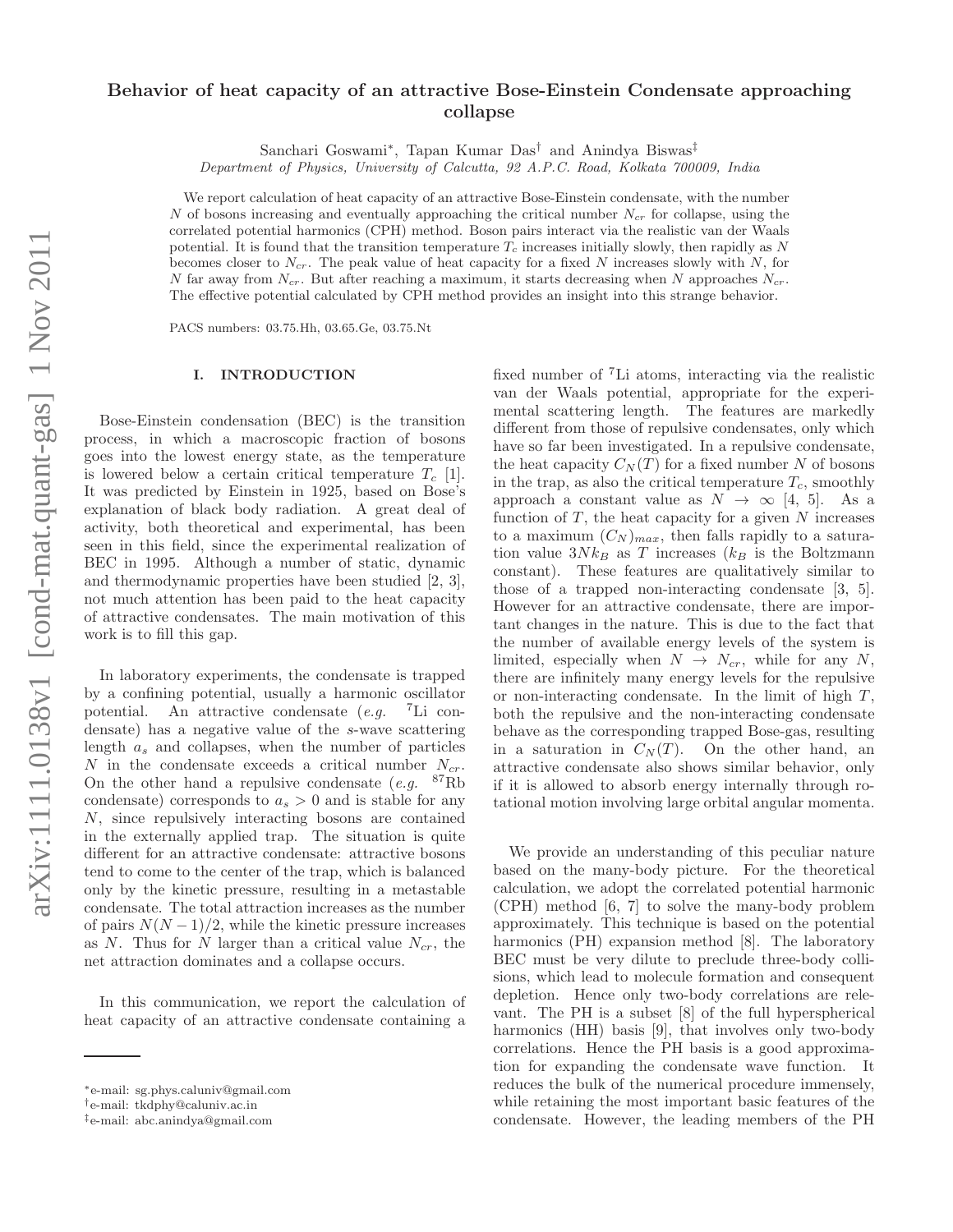# Behavior of heat capacity of an attractive Bose-Einstein Condensate approaching collapse

Sanchari Goswami*, Tapan Kumar Das† and Anindya Biswas‡

*Department of Physics, University of Calcutta, 92 A.P.C. Road, Kolkata 700009, India*

We report calculation of heat capacity of an attractive Bose-Einstein condensate, with the number $N$ of bosons increasing and eventually approaching the critical number $N_{cr}$ for collapse, using the correlated potential harmonics (CPH) method. Boson pairs interact via the realistic van der Waals potential. It is found that the transition temperature $T_c$ increases initially slowly, then rapidly as $N$ becomes closer to $N_{cr}$. The peak value of heat capacity for a fixed $N$ increases slowly with $N$, for $N$ far away from $N_{cr}$. But after reaching a maximum, it starts decreasing when $N$ approaches $N_{cr}$. The effective potential calculated by CPH method provides an insight into this strange behavior.

PACS numbers: 03.75.Hh, 03.65.Ge, 03.75.Nt

## I. INTRODUCTION

Bose-Einstein condensation (BEC) is the transition process, in which a macroscopic fraction of bosons goes into the lowest energy state, as the temperature is lowered below a certain critical temperature $T_c$ [1]. It was predicted by Einstein in 1925, based on Bose's explanation of black body radiation. A great deal of activity, both theoretical and experimental, has been seen in this field, since the experimental realization of BEC in 1995. Although a number of static, dynamic and thermodynamic properties have been studied [2, 3], not much attention has been paid to the heat capacity of attractive condensates. The main motivation of this work is to fill this gap.

In laboratory experiments, the condensate is trapped by a confining potential, usually a harmonic oscillator potential. An attractive condensate (*e.g.* $^7$Li condensate) has a negative value of the $s$-wave scattering length $a_s$ and collapses, when the number of particles $N$ in the condensate exceeds a critical number $N_{cr}$. On the other hand a repulsive condensate (*e.g.* $^{87}$Rb condensate) corresponds to $a_s > 0$ and is stable for any $N$, since repulsively interacting bosons are contained in the externally applied trap. The situation is quite different for an attractive condensate: attractive bosons tend to come to the center of the trap, which is balanced only by the kinetic pressure, resulting in a metastable condensate. The total attraction increases as the number of pairs $N(N-1)/2$, while the kinetic pressure increases as $N$. Thus for $N$ larger than a critical value $N_{cr}$, the net attraction dominates and a collapse occurs.

In this communication, we report the calculation of heat capacity of an attractive condensate containing a fixed number of $^7$Li atoms, interacting via the realistic van der Waals potential, appropriate for the experimental scattering length. The features are markedly different from those of repulsive condensates, only which have so far been investigated. In a repulsive condensate, the heat capacity $C_N(T)$ for a fixed number $N$ of bosons in the trap, as also the critical temperature $T_c$, smoothly approach a constant value as $N \to \infty$ [4, 5]. As a function of $T$, the heat capacity for a given $N$ increases to a maximum $(C_N)_{max}$, then falls rapidly to a saturation value $3Nk_B$ as $T$ increases ($k_B$ is the Boltzmann constant). These features are qualitatively similar to those of a trapped non-interacting condensate [3, 5]. However for an attractive condensate, there are important changes in the nature. This is due to the fact that the number of available energy levels of the system is limited, especially when $N \to N_{cr}$, while for any $N$, there are infinitely many energy levels for the repulsive or non-interacting condensate. In the limit of high $T$, both the repulsive and the non-interacting condensate behave as the corresponding trapped Bose-gas, resulting in a saturation in $C_N(T)$. On the other hand, an attractive condensate also shows similar behavior, only if it is allowed to absorb energy internally through rotational motion involving large orbital angular momenta.

We provide an understanding of this peculiar nature based on the many-body picture. For the theoretical calculation, we adopt the correlated potential harmonic (CPH) method [6, 7] to solve the many-body problem approximately. This technique is based on the potential harmonics (PH) expansion method [8]. The laboratory BEC must be very dilute to preclude three-body collisions, which lead to molecule formation and consequent depletion. Hence only two-body correlations are relevant. The PH is a subset [8] of the full hyperspherical harmonics (HH) basis [9], that involves only two-body correlations. Hence the PH basis is a good approximation for expanding the condensate wave function. It reduces the bulk of the numerical procedure immensely, while retaining the most important basic features of the condensate. However, the leading members of the PH

*e-mail: sg.phys.caluniv@gmail.com
†e-mail: tkdphy@caluniv.ac.in
‡e-mail: abc.anindya@gmail.com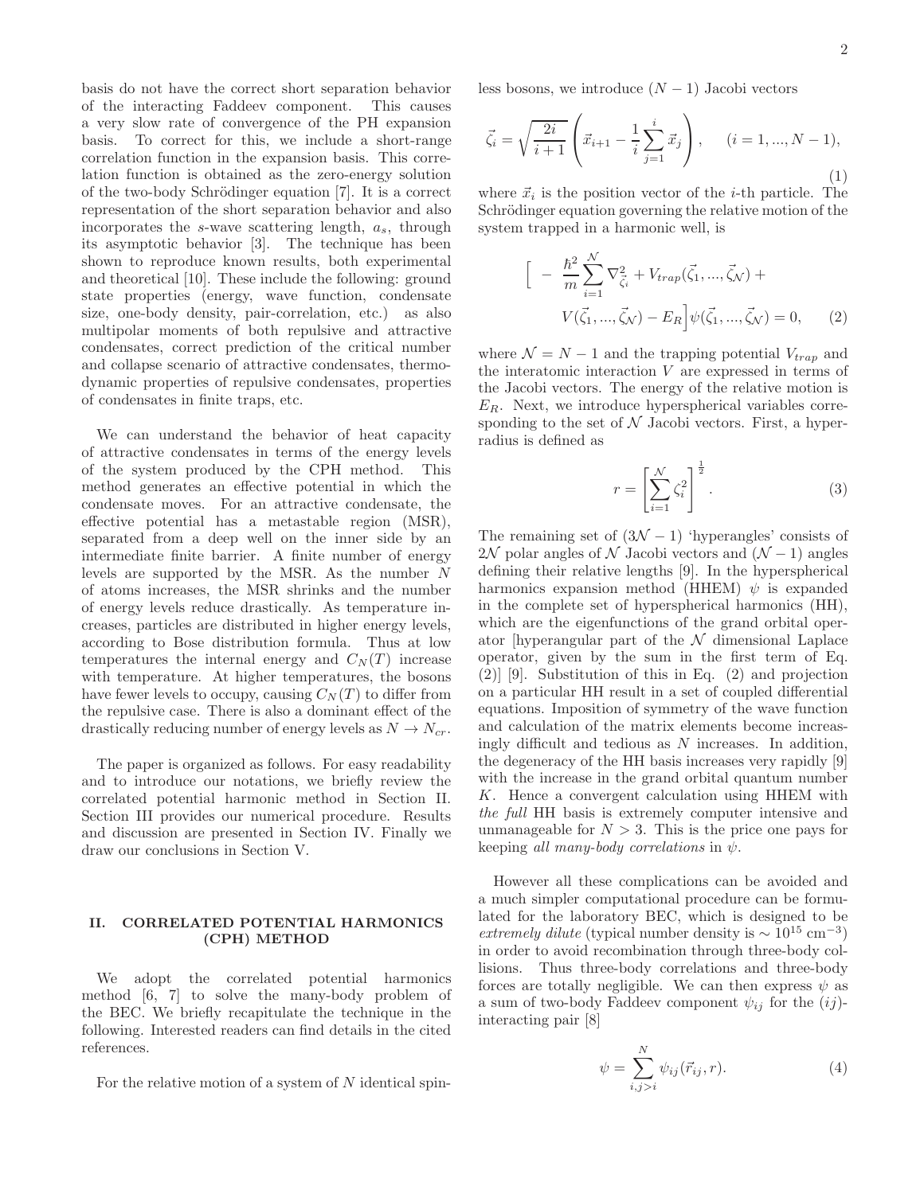basis do not have the correct short separation behavior of the interacting Faddeev component. This causes a very slow rate of convergence of the PH expansion basis. To correct for this, we include a short-range correlation function in the expansion basis. This correlation function is obtained as the zero-energy solution of the two-body Schrödinger equation [7]. It is a correct representation of the short separation behavior and also incorporates the $s$-wave scattering length, $a_s$, through its asymptotic behavior [3]. The technique has been shown to reproduce known results, both experimental and theoretical [10]. These include the following: ground state properties (energy, wave function, condensate size, one-body density, pair-correlation, etc.) as also multipolar moments of both repulsive and attractive condensates, correct prediction of the critical number and collapse scenario of attractive condensates, thermodynamic properties of repulsive condensates, properties of condensates in finite traps, etc.

We can understand the behavior of heat capacity of attractive condensates in terms of the energy levels of the system produced by the CPH method. This method generates an effective potential in which the condensate moves. For an attractive condensate, the effective potential has a metastable region (MSR), separated from a deep well on the inner side by an intermediate finite barrier. A finite number of energy levels are supported by the MSR. As the number $N$ of atoms increases, the MSR shrinks and the number of energy levels reduce drastically. As temperature increases, particles are distributed in higher energy levels, according to Bose distribution formula. Thus at low temperatures the internal energy and $C_N(T)$ increase with temperature. At higher temperatures, the bosons have fewer levels to occupy, causing $C_N(T)$ to differ from the repulsive case. There is also a dominant effect of the drastically reducing number of energy levels as $N \to N_{cr}$.

The paper is organized as follows. For easy readability and to introduce our notations, we briefly review the correlated potential harmonic method in Section II. Section III provides our numerical procedure. Results and discussion are presented in Section IV. Finally we draw our conclusions in Section V.

## II. CORRELATED POTENTIAL HARMONICS (CPH) METHOD

We adopt the correlated potential harmonics method [6, 7] to solve the many-body problem of the BEC. We briefly recapitulate the technique in the following. Interested readers can find details in the cited references.

For the relative motion of a system of $N$ identical spinless bosons, we introduce $(N-1)$ Jacobi vectors

$$\vec{\zeta}_i = \sqrt{\frac{2i}{i+1}} \left( \vec{x}_{i+1} - \frac{1}{i} \sum_{j=1}^{i} \vec{x}_j \right), \quad (i = 1, ..., N-1), \tag{1}$$

where $\vec{x}_i$ is the position vector of the $i$-th particle. The Schrödinger equation governing the relative motion of the system trapped in a harmonic well, is

$$\Big[ -\frac{\hbar^2}{m} \sum_{i=1}^{\mathcal{N}} \nabla^2_{\vec{\zeta}_i} + V_{trap}(\vec{\zeta}_1, ..., \vec{\zeta}_{\mathcal{N}}) + V(\vec{\zeta}_1, ..., \vec{\zeta}_{\mathcal{N}}) - E_R \Big] \psi(\vec{\zeta}_1, ..., \vec{\zeta}_{\mathcal{N}}) = 0, \tag{2}$$

where $\mathcal{N} = N-1$ and the trapping potential $V_{trap}$ and the interatomic interaction $V$ are expressed in terms of the Jacobi vectors. The energy of the relative motion is $E_R$. Next, we introduce hyperspherical variables corresponding to the set of $\mathcal{N}$ Jacobi vectors. First, a hyperradius is defined as

$$r = \left[ \sum_{i=1}^{\mathcal{N}} \zeta_i^2 \right]^{\frac{1}{2}}. \tag{3}$$

The remaining set of $(3\mathcal{N}-1)$ 'hyperangles' consists of $2\mathcal{N}$ polar angles of $\mathcal{N}$ Jacobi vectors and $(\mathcal{N}-1)$ angles defining their relative lengths [9]. In the hyperspherical harmonics expansion method (HHEM) $\psi$ is expanded in the complete set of hyperspherical harmonics (HH), which are the eigenfunctions of the grand orbital operator [hyperangular part of the $\mathcal{N}$ dimensional Laplace operator, given by the sum in the first term of Eq. (2)] [9]. Substitution of this in Eq. (2) and projection on a particular HH result in a set of coupled differential equations. Imposition of symmetry of the wave function and calculation of the matrix elements become increasingly difficult and tedious as $N$ increases. In addition, the degeneracy of the HH basis increases very rapidly [9] with the increase in the grand orbital quantum number $K$. Hence a convergent calculation using HHEM with *the full* HH basis is extremely computer intensive and unmanageable for $N > 3$. This is the price one pays for keeping *all many-body correlations* in $\psi$.

However all these complications can be avoided and a much simpler computational procedure can be formulated for the laboratory BEC, which is designed to be *extremely dilute* (typical number density is $\sim 10^{15}$ cm$^{-3}$) in order to avoid recombination through three-body collisions. Thus three-body correlations and three-body forces are totally negligible. We can then express $\psi$ as a sum of two-body Faddeev component $\psi_{ij}$ for the $(ij)$-interacting pair [8]

$$\psi = \sum_{i,j>i}^{N} \psi_{ij}(\vec{r}_{ij}, r). \tag{4}$$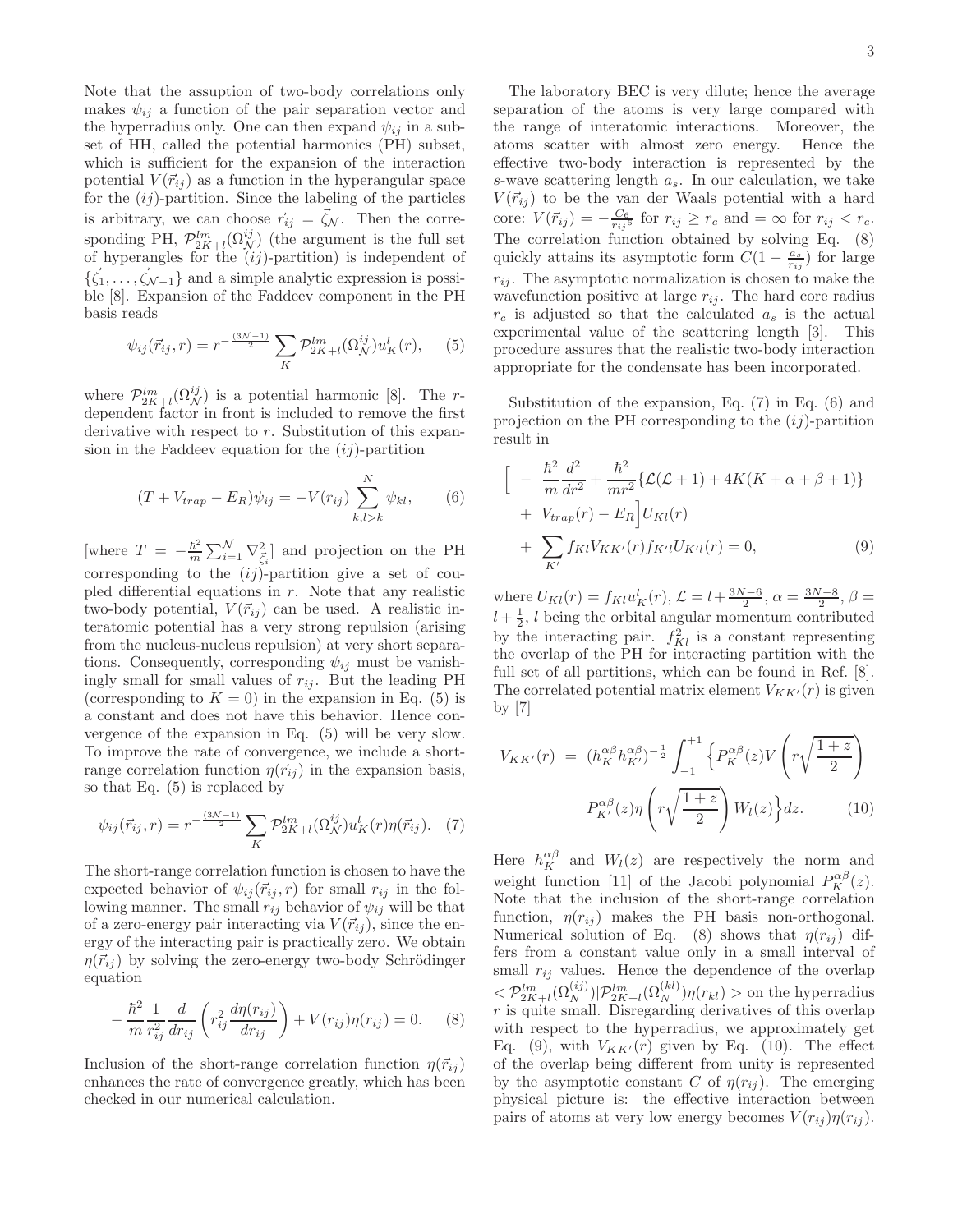Note that the assuption of two-body correlations only makes $\psi_{ij}$ a function of the pair separation vector and the hyperradius only. One can then expand $\psi_{ij}$ in a subset of HH, called the potential harmonics (PH) subset, which is sufficient for the expansion of the interaction potential $V(\vec{r}_{ij})$ as a function in the hyperangular space for the $(ij)$-partition. Since the labeling of the particles is arbitrary, we can choose $\vec{r}_{ij} = \vec{\zeta}_{\mathcal{N}}$. Then the corresponding PH, $\mathcal{P}^{lm}_{2K+l}(\Omega^{ij}_{\mathcal{N}})$ (the argument is the full set of hyperangles for the $(ij)$-partition) is independent of $\{\vec{\zeta}_1, \ldots, \vec{\zeta}_{\mathcal{N}-1}\}$ and a simple analytic expression is possible [8]. Expansion of the Faddeev component in the PH basis reads

$$\psi_{ij}(\vec{r}_{ij}, r) = r^{-\frac{(3\mathcal{N}-1)}{2}} \sum_K \mathcal{P}^{lm}_{2K+l}(\Omega^{ij}_{\mathcal{N}}) u^l_K(r), \quad (5)$$

where $\mathcal{P}^{lm}_{2K+l}(\Omega^{ij}_{\mathcal{N}})$ is a potential harmonic [8]. The $r$-dependent factor in front is included to remove the first derivative with respect to $r$. Substitution of this expansion in the Faddeev equation for the $(ij)$-partition

$$(T + V_{trap} - E_R)\psi_{ij} = -V(r_{ij}) \sum_{k,l>k}^{N} \psi_{kl}, \quad (6)$$

[where $T = -\frac{\hbar^2}{m}\sum_{i=1}^{\mathcal{N}} \nabla^2_{\zeta_i}$] and projection on the PH corresponding to the $(ij)$-partition give a set of coupled differential equations in $r$. Note that any realistic two-body potential, $V(\vec{r}_{ij})$ can be used. A realistic interatomic potential has a very strong repulsion (arising from the nucleus-nucleus repulsion) at very short separations. Consequently, corresponding $\psi_{ij}$ must be vanishingly small for small values of $r_{ij}$. But the leading PH (corresponding to $K = 0$) in the expansion in Eq. (5) is a constant and does not have this behavior. Hence convergence of the expansion in Eq. (5) will be very slow. To improve the rate of convergence, we include a short-range correlation function $\eta(\vec{r}_{ij})$ in the expansion basis, so that Eq. (5) is replaced by

$$\psi_{ij}(\vec{r}_{ij}, r) = r^{-\frac{(3\mathcal{N}-1)}{2}} \sum_K \mathcal{P}^{lm}_{2K+l}(\Omega^{ij}_{\mathcal{N}}) u^l_K(r)\eta(\vec{r}_{ij}). \quad (7)$$

The short-range correlation function is chosen to have the expected behavior of $\psi_{ij}(\vec{r}_{ij}, r)$ for small $r_{ij}$ in the following manner. The small $r_{ij}$ behavior of $\psi_{ij}$ will be that of a zero-energy pair interacting via $V(\vec{r}_{ij})$, since the energy of the interacting pair is practically zero. We obtain $\eta(\vec{r}_{ij})$ by solving the zero-energy two-body Schrödinger equation

$$-\frac{\hbar^2}{m}\frac{1}{r_{ij}^2}\frac{d}{dr_{ij}}\left(r_{ij}^2 \frac{d\eta(r_{ij})}{dr_{ij}}\right) + V(r_{ij})\eta(r_{ij}) = 0. \quad (8)$$

Inclusion of the short-range correlation function $\eta(\vec{r}_{ij})$ enhances the rate of convergence greatly, which has been checked in our numerical calculation.

The laboratory BEC is very dilute; hence the average separation of the atoms is very large compared with the range of interatomic interactions. Moreover, the atoms scatter with almost zero energy. Hence the effective two-body interaction is represented by the $s$-wave scattering length $a_s$. In our calculation, we take $V(\vec{r}_{ij})$ to be the van der Waals potential with a hard core: $V(\vec{r}_{ij}) = -\frac{C_6}{r_{ij}{}^6}$ for $r_{ij} \geq r_c$ and $= \infty$ for $r_{ij} < r_c$. The correlation function obtained by solving Eq. (8) quickly attains its asymptotic form $C(1 - \frac{a_s}{r_{ij}})$ for large $r_{ij}$. The asymptotic normalization is chosen to make the wavefunction positive at large $r_{ij}$. The hard core radius $r_c$ is adjusted so that the calculated $a_s$ is the actual experimental value of the scattering length [3]. This procedure assures that the realistic two-body interaction appropriate for the condensate has been incorporated.

Substitution of the expansion, Eq. (7) in Eq. (6) and projection on the PH corresponding to the $(ij)$-partition result in

$$\begin{aligned}
\Big[ & -\frac{\hbar^2}{m}\frac{d^2}{dr^2} + \frac{\hbar^2}{mr^2}\{\mathcal{L}(\mathcal{L}+1) + 4K(K+\alpha+\beta+1)\} \\
& + V_{trap}(r) - E_R\Big] U_{Kl}(r) \\
& + \sum_{K'} f_{Kl} V_{KK'}(r) f_{K'l} U_{K'l}(r) = 0, \quad (9)
\end{aligned}$$

where $U_{Kl}(r) = f_{Kl}u^l_K(r)$, $\mathcal{L} = l + \frac{3N-6}{2}$, $\alpha = \frac{3N-8}{2}$, $\beta = l + \frac{1}{2}$, $l$ being the orbital angular momentum contributed by the interacting pair. $f^2_{Kl}$ is a constant representing the overlap of the PH for interacting partition with the full set of all partitions, which can be found in Ref. [8]. The correlated potential matrix element $V_{KK'}(r)$ is given by [7]

$$\begin{aligned}
V_{KK'}(r) &= (h^{\alpha\beta}_K h^{\alpha\beta}_{K'})^{-\frac{1}{2}} \int_{-1}^{+1} \Big\{ P^{\alpha\beta}_K(z) V\left(r\sqrt{\frac{1+z}{2}}\right) \\
& \qquad P^{\alpha\beta}_{K'}(z)\eta\left(r\sqrt{\frac{1+z}{2}}\right) W_l(z)\Big\} dz. \quad (10)
\end{aligned}$$

Here $h^{\alpha\beta}_K$ and $W_l(z)$ are respectively the norm and weight function [11] of the Jacobi polynomial $P^{\alpha\beta}_K(z)$. Note that the inclusion of the short-range correlation function, $\eta(r_{ij})$ makes the PH basis non-orthogonal. Numerical solution of Eq. (8) shows that $\eta(r_{ij})$ differs from a constant value only in a small interval of small $r_{ij}$ values. Hence the dependence of the overlap $< \mathcal{P}^{lm}_{2K+l}(\Omega^{(ij)}_N) | \mathcal{P}^{lm}_{2K+l}(\Omega^{(kl)}_N)\eta(r_{kl}) >$ on the hyperradius $r$ is quite small. Disregarding derivatives of this overlap with respect to the hyperradius, we approximately get Eq. (9), with $V_{KK'}(r)$ given by Eq. (10). The effect of the overlap being different from unity is represented by the asymptotic constant $C$ of $\eta(r_{ij})$. The emerging physical picture is: the effective interaction between pairs of atoms at very low energy becomes $V(r_{ij})\eta(r_{ij})$.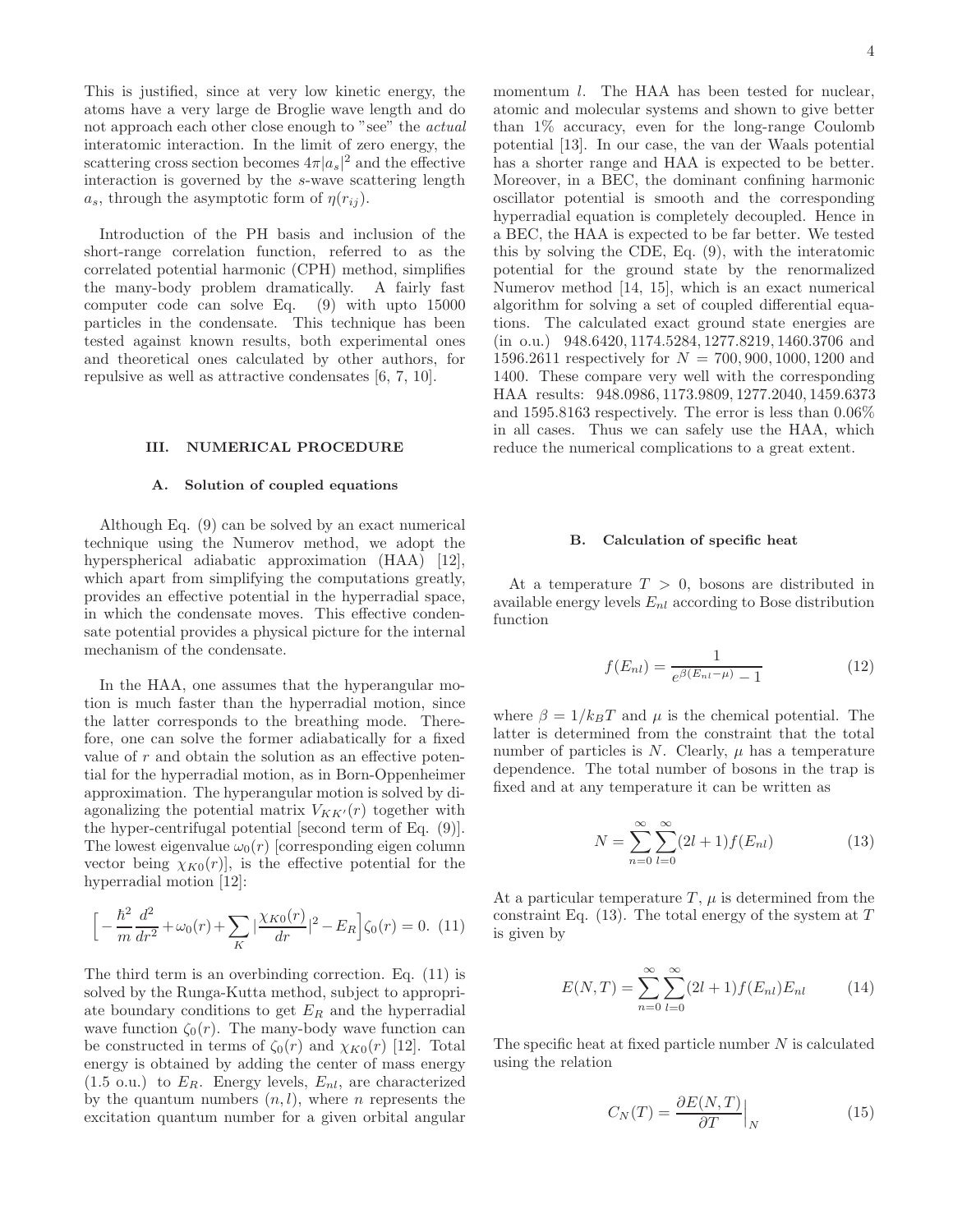This is justified, since at very low kinetic energy, the atoms have a very large de Broglie wave length and do not approach each other close enough to "see" the *actual* interatomic interaction. In the limit of zero energy, the scattering cross section becomes $4\pi|a_s|^2$ and the effective interaction is governed by the $s$-wave scattering length $a_s$, through the asymptotic form of $\eta(r_{ij})$.

Introduction of the PH basis and inclusion of the short-range correlation function, referred to as the correlated potential harmonic (CPH) method, simplifies the many-body problem dramatically. A fairly fast computer code can solve Eq. (9) with upto 15000 particles in the condensate. This technique has been tested against known results, both experimental ones and theoretical ones calculated by other authors, for repulsive as well as attractive condensates [6, 7, 10].

## III. NUMERICAL PROCEDURE

### A. Solution of coupled equations

Although Eq. (9) can be solved by an exact numerical technique using the Numerov method, we adopt the hyperspherical adiabatic approximation (HAA) [12], which apart from simplifying the computations greatly, provides an effective potential in the hyperradial space, in which the condensate moves. This effective condensate potential provides a physical picture for the internal mechanism of the condensate.

In the HAA, one assumes that the hyperangular motion is much faster than the hyperradial motion, since the latter corresponds to the breathing mode. Therefore, one can solve the former adiabatically for a fixed value of $r$ and obtain the solution as an effective potential for the hyperradial motion, as in Born-Oppenheimer approximation. The hyperangular motion is solved by diagonalizing the potential matrix $V_{KK'}(r)$ together with the hyper-centrifugal potential [second term of Eq. (9)]. The lowest eigenvalue $\omega_0(r)$ [corresponding eigen column vector being $\chi_{K0}(r)$], is the effective potential for the hyperradial motion [12]:

$$\Big[-\frac{\hbar^2}{m}\frac{d^2}{dr^2}+\omega_0(r)+\sum_K|\frac{\chi_{K0}(r)}{dr}|^2-E_R\Big]\zeta_0(r)=0. \quad (11)$$

The third term is an overbinding correction. Eq. (11) is solved by the Runga-Kutta method, subject to appropriate boundary conditions to get $E_R$ and the hyperradial wave function $\zeta_0(r)$. The many-body wave function can be constructed in terms of $\zeta_0(r)$ and $\chi_{K0}(r)$ [12]. Total energy is obtained by adding the center of mass energy (1.5 o.u.) to $E_R$. Energy levels, $E_{nl}$, are characterized by the quantum numbers $(n,l)$, where $n$ represents the excitation quantum number for a given orbital angular momentum $l$. The HAA has been tested for nuclear, atomic and molecular systems and shown to give better than 1% accuracy, even for the long-range Coulomb potential [13]. In our case, the van der Waals potential has a shorter range and HAA is expected to be better. Moreover, in a BEC, the dominant confining harmonic oscillator potential is smooth and the corresponding hyperradial equation is completely decoupled. Hence in a BEC, the HAA is expected to be far better. We tested this by solving the CDE, Eq. (9), with the interatomic potential for the ground state by the renormalized Numerov method [14, 15], which is an exact numerical algorithm for solving a set of coupled differential equations. The calculated exact ground state energies are (in o.u.) 948.6420, 1174.5284, 1277.8219, 1460.3706 and 1596.2611 respectively for $N = 700, 900, 1000, 1200$ and 1400. These compare very well with the corresponding HAA results: 948.0986, 1173.9809, 1277.2040, 1459.6373 and 1595.8163 respectively. The error is less than 0.06% in all cases. Thus we can safely use the HAA, which reduce the numerical complications to a great extent.

### B. Calculation of specific heat

At a temperature $T > 0$, bosons are distributed in available energy levels $E_{nl}$ according to Bose distribution function

$$f(E_{nl})=\frac{1}{e^{\beta(E_{nl}-\mu)}-1} \quad (12)$$

where $\beta = 1/k_BT$ and $\mu$ is the chemical potential. The latter is determined from the constraint that the total number of particles is $N$. Clearly, $\mu$ has a temperature dependence. The total number of bosons in the trap is fixed and at any temperature it can be written as

$$N=\sum_{n=0}^{\infty}\sum_{l=0}^{\infty}(2l+1)f(E_{nl}) \quad (13)$$

At a particular temperature $T$, $\mu$ is determined from the constraint Eq. (13). The total energy of the system at $T$ is given by

$$E(N,T)=\sum_{n=0}^{\infty}\sum_{l=0}^{\infty}(2l+1)f(E_{nl})E_{nl} \quad (14)$$

The specific heat at fixed particle number $N$ is calculated using the relation

$$C_N(T)=\frac{\partial E(N,T)}{\partial T}\Big|_N \quad (15)$$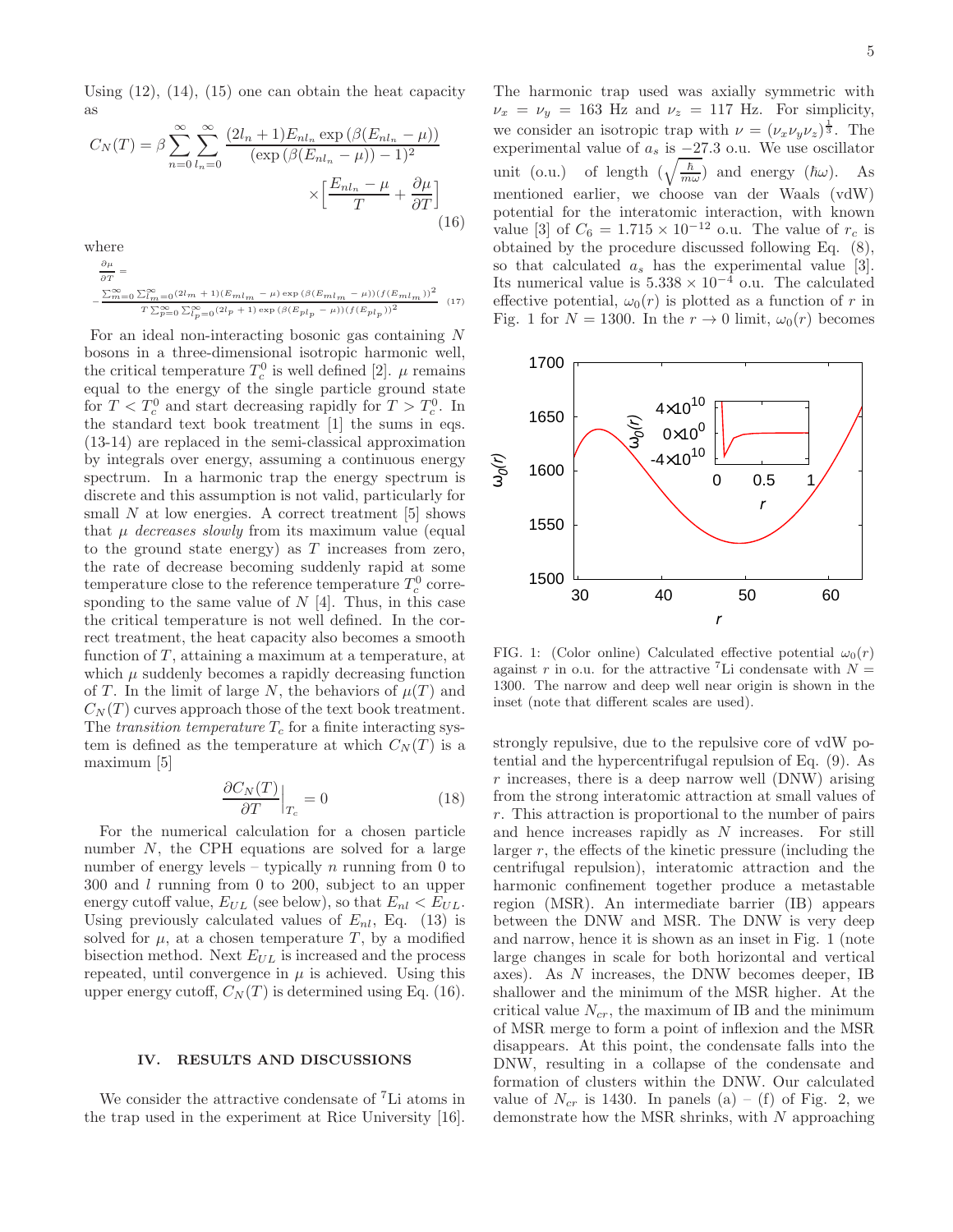Using (12), (14), (15) one can obtain the heat capacity as

$$C_N(T) = \beta \sum_{n=0}^{\infty} \sum_{l_n=0}^{\infty} \frac{(2l_n+1)E_{nl_n} \exp\left(\beta(E_{nl_n} - \mu)\right)}{(\exp\left(\beta(E_{nl_n} - \mu)\right) - 1)^2} \times \Big[\frac{E_{nl_n} - \mu}{T} + \frac{\partial \mu}{\partial T}\Big] \tag{16}$$

where

$$\frac{\partial \mu}{\partial T} = -\frac{\sum_{m=0}^{\infty} \sum_{l_m=0}^{\infty} (2l_m+1)(E_{ml_m} - \mu) \exp\left(\beta(E_{ml_m} - \mu)\right)(f(E_{ml_m}))^2}{T \sum_{p=0}^{\infty} \sum_{l_p=0}^{\infty} (2l_p+1) \exp\left(\beta(E_{pl_p} - \mu)\right)(f(E_{pl_p}))^2} \tag{17}$$

For an ideal non-interacting bosonic gas containing $N$ bosons in a three-dimensional isotropic harmonic well, the critical temperature $T_c^0$ is well defined [2]. $\mu$ remains equal to the energy of the single particle ground state for $T < T_c^0$ and start decreasing rapidly for $T > T_c^0$. In the standard text book treatment [1] the sums in eqs. (13-14) are replaced in the semi-classical approximation by integrals over energy, assuming a continuous energy spectrum. In a harmonic trap the energy spectrum is discrete and this assumption is not valid, particularly for small $N$ at low energies. A correct treatment [5] shows that $\mu$ *decreases slowly* from its maximum value (equal to the ground state energy) as $T$ increases from zero, the rate of decrease becoming suddenly rapid at some temperature close to the reference temperature $T_c^0$ corresponding to the same value of $N$ [4]. Thus, in this case the critical temperature is not well defined. In the correct treatment, the heat capacity also becomes a smooth function of $T$, attaining a maximum at a temperature, at which $\mu$ suddenly becomes a rapidly decreasing function of $T$. In the limit of large $N$, the behaviors of $\mu(T)$ and $C_N(T)$ curves approach those of the text book treatment. The *transition temperature* $T_c$ for a finite interacting system is defined as the temperature at which $C_N(T)$ is a maximum [5]

$$\frac{\partial C_N(T)}{\partial T}\Big|_{T_c} = 0 \tag{18}$$

For the numerical calculation for a chosen particle number $N$, the CPH equations are solved for a large number of energy levels – typically $n$ running from 0 to 300 and $l$ running from 0 to 200, subject to an upper energy cutoff value, $E_{UL}$ (see below), so that $E_{nl} < E_{UL}$. Using previously calculated values of $E_{nl}$, Eq. (13) is solved for $\mu$, at a chosen temperature $T$, by a modified bisection method. Next $E_{UL}$ is increased and the process repeated, until convergence in $\mu$ is achieved. Using this upper energy cutoff, $C_N(T)$ is determined using Eq. (16).

## IV. RESULTS AND DISCUSSIONS

We consider the attractive condensate of $^7$Li atoms in the trap used in the experiment at Rice University [16]. The harmonic trap used was axially symmetric with $\nu_x = \nu_y = 163$ Hz and $\nu_z = 117$ Hz. For simplicity, we consider an isotropic trap with $\nu = (\nu_x \nu_y \nu_z)^{\frac{1}{3}}$. The experimental value of $a_s$ is $-27.3$ o.u. We use oscillator unit (o.u.) of length $(\sqrt{\frac{\hbar}{m\omega}})$ and energy $(\hbar\omega)$. As mentioned earlier, we choose van der Waals (vdW) potential for the interatomic interaction, with known value [3] of $C_6 = 1.715 \times 10^{-12}$ o.u. The value of $r_c$ is obtained by the procedure discussed following Eq. (8), so that calculated $a_s$ has the experimental value [3]. Its numerical value is $5.338 \times 10^{-4}$ o.u. The calculated effective potential, $\omega_0(r)$ is plotted as a function of $r$ in Fig. 1 for $N = 1300$. In the $r \to 0$ limit, $\omega_0(r)$ becomes strongly repulsive, due to the repulsive core of vdW potential and the hypercentrifugal repulsion of Eq. (9). As $r$ increases, there is a deep narrow well (DNW) arising from the strong interatomic attraction at small values of $r$. This attraction is proportional to the number of pairs and hence increases rapidly as $N$ increases. For still larger $r$, the effects of the kinetic pressure (including the centrifugal repulsion), interatomic attraction and the harmonic confinement together produce a metastable region (MSR). An intermediate barrier (IB) appears between the DNW and MSR. The DNW is very deep and narrow, hence it is shown as an inset in Fig. 1 (note large changes in scale for both horizontal and vertical axes). As $N$ increases, the DNW becomes deeper, IB shallower and the minimum of the MSR higher. At the critical value $N_{cr}$, the maximum of IB and the minimum of MSR merge to form a point of inflexion and the MSR disappears. At this point, the condensate falls into the DNW, resulting in a collapse of the condensate and formation of clusters within the DNW. Our calculated value of $N_{cr}$ is 1430. In panels (a) – (f) of Fig. 2, we demonstrate how the MSR shrinks, with $N$ approaching

FIG. 1: (Color online) Calculated effective potential $\omega_0(r)$ against $r$ in o.u. for the attractive $^7$Li condensate with $N = 1300$. The narrow and deep well near origin is shown in the inset (note that different scales are used).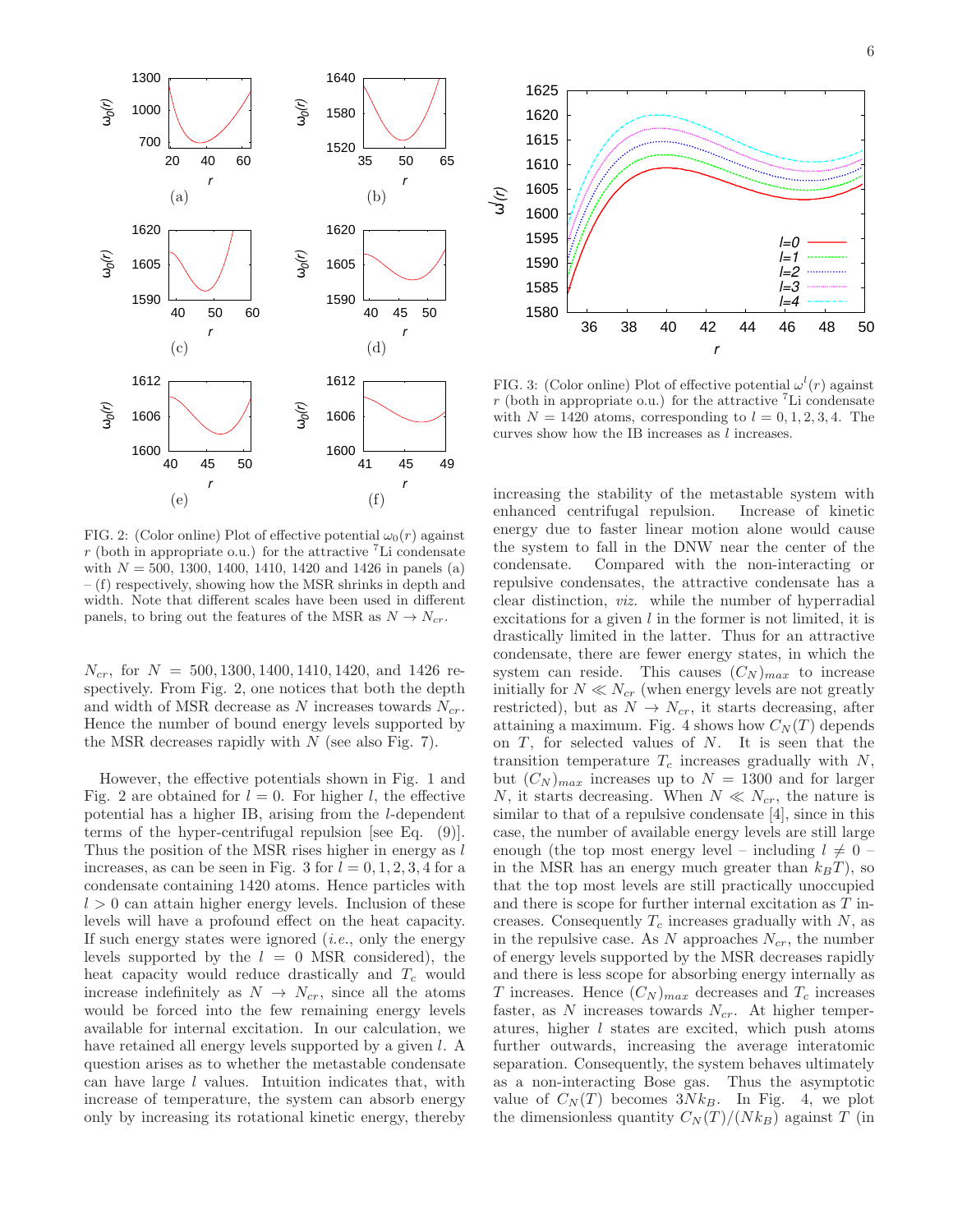FIG. 2: (Color online) Plot of effective potential $\omega_0(r)$ against $r$ (both in appropriate o.u.) for the attractive $^7$Li condensate with $N = 500$, 1300, 1400, 1410, 1420 and 1426 in panels (a) – (f) respectively, showing how the MSR shrinks in depth and width. Note that different scales have been used in different panels, to bring out the features of the MSR as $N \to N_{cr}$.

FIG. 3: (Color online) Plot of effective potential $\omega^l(r)$ against $r$ (both in appropriate o.u.) for the attractive $^7$Li condensate with $N = 1420$ atoms, corresponding to $l = 0, 1, 2, 3, 4$. The curves show how the IB increases as $l$ increases.

$N_{cr}$, for $N = 500, 1300, 1400, 1410, 1420$, and 1426 respectively. From Fig. 2, one notices that both the depth and width of MSR decrease as $N$ increases towards $N_{cr}$. Hence the number of bound energy levels supported by the MSR decreases rapidly with $N$ (see also Fig. 7).

However, the effective potentials shown in Fig. 1 and Fig. 2 are obtained for $l = 0$. For higher $l$, the effective potential has a higher IB, arising from the $l$-dependent terms of the hyper-centrifugal repulsion [see Eq. (9)]. Thus the position of the MSR rises higher in energy as $l$ increases, as can be seen in Fig. 3 for $l = 0, 1, 2, 3, 4$ for a condensate containing 1420 atoms. Hence particles with $l > 0$ can attain higher energy levels. Inclusion of these levels will have a profound effect on the heat capacity. If such energy states were ignored (*i.e.*, only the energy levels supported by the $l = 0$ MSR considered), the heat capacity would reduce drastically and $T_c$ would increase indefinitely as $N \to N_{cr}$, since all the atoms would be forced into the few remaining energy levels available for internal excitation. In our calculation, we have retained all energy levels supported by a given $l$. A question arises as to whether the metastable condensate can have large $l$ values. Intuition indicates that, with increase of temperature, the system can absorb energy only by increasing its rotational kinetic energy, thereby increasing the stability of the metastable system with enhanced centrifugal repulsion. Increase of kinetic energy due to faster linear motion alone would cause the system to fall in the DNW near the center of the condensate. Compared with the non-interacting or repulsive condensates, the attractive condensate has a clear distinction, *viz.* while the number of hyperradial excitations for a given $l$ in the former is not limited, it is drastically limited in the latter. Thus for an attractive condensate, there are fewer energy states, in which the system can reside. This causes $(C_N)_{max}$ to increase initially for $N \ll N_{cr}$ (when energy levels are not greatly restricted), but as $N \to N_{cr}$, it starts decreasing, after attaining a maximum. Fig. 4 shows how $C_N(T)$ depends on $T$, for selected values of $N$. It is seen that the transition temperature $T_c$ increases gradually with $N$, but $(C_N)_{max}$ increases up to $N = 1300$ and for larger $N$, it starts decreasing. When $N \ll N_{cr}$, the nature is similar to that of a repulsive condensate [4], since in this case, the number of available energy levels are still large enough (the top most energy level – including $l \neq 0$ – in the MSR has an energy much greater than $k_BT$), so that the top most levels are still practically unoccupied and there is scope for further internal excitation as $T$ increases. Consequently $T_c$ increases gradually with $N$, as in the repulsive case. As $N$ approaches $N_{cr}$, the number of energy levels supported by the MSR decreases rapidly and there is less scope for absorbing energy internally as $T$ increases. Hence $(C_N)_{max}$ decreases and $T_c$ increases faster, as $N$ increases towards $N_{cr}$. At higher temperatures, higher $l$ states are excited, which push atoms further outwards, increasing the average interatomic separation. Consequently, the system behaves ultimately as a non-interacting Bose gas. Thus the asymptotic value of $C_N(T)$ becomes $3Nk_B$. In Fig. 4, we plot the dimensionless quantity $C_N(T)/(Nk_B)$ against $T$ (in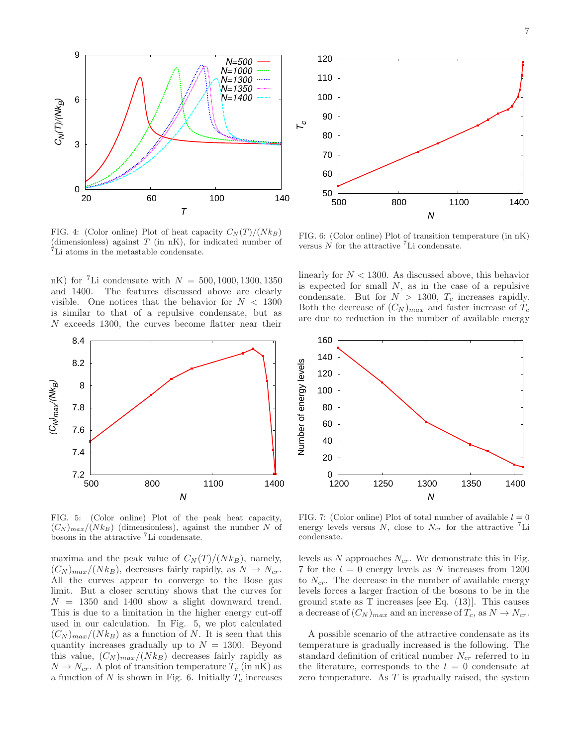FIG. 4: (Color online) Plot of heat capacity $C_N(T)/(Nk_B)$ (dimensionless) against $T$ (in nK), for indicated number of $^7$Li atoms in the metastable condensate.

FIG. 6: (Color online) Plot of transition temperature (in nK) versus $N$ for the attractive $^7$Li condensate.

nK) for $^7$Li condensate with $N = 500, 1000, 1300, 1350$ and 1400. The features discussed above are clearly visible. One notices that the behavior for $N < 1300$ is similar to that of a repulsive condensate, but as $N$ exceeds 1300, the curves become flatter near their maxima and the peak value of $C_N(T)/(Nk_B)$, namely, $(C_N)_{max}/(Nk_B)$, decreases fairly rapidly, as $N \to N_{cr}$. All the curves appear to converge to the Bose gas limit. But a closer scrutiny shows that the curves for $N = 1350$ and 1400 show a slight downward trend. This is due to a limitation in the higher energy cut-off used in our calculation. In Fig. 5, we plot calculated $(C_N)_{max}/(Nk_B)$ as a function of $N$. It is seen that this quantity increases gradually up to $N = 1300$. Beyond this value, $(C_N)_{max}/(Nk_B)$ decreases fairly rapidly as $N \to N_{cr}$. A plot of transition temperature $T_c$ (in nK) as a function of $N$ is shown in Fig. 6. Initially $T_c$ increases linearly for $N < 1300$. As discussed above, this behavior is expected for small $N$, as in the case of a repulsive condensate. But for $N > 1300$, $T_c$ increases rapidly. Both the decrease of $(C_N)_{max}$ and faster increase of $T_c$ are due to reduction in the number of available energy levels as $N$ approaches $N_{cr}$. We demonstrate this in Fig. 7 for the $l = 0$ energy levels as $N$ increases from 1200 to $N_{cr}$. The decrease in the number of available energy levels forces a larger fraction of the bosons to be in the ground state as T increases [see Eq. (13)]. This causes a decrease of $(C_N)_{max}$ and an increase of $T_c$, as $N \to N_{cr}$.

FIG. 5: (Color online) Plot of the peak heat capacity, $(C_N)_{max}/(Nk_B)$ (dimensionless), against the number $N$ of bosons in the attractive $^7$Li condensate.

FIG. 7: (Color online) Plot of total number of available $l = 0$ energy levels versus $N$, close to $N_{cr}$ for the attractive $^7$Li condensate.

A possible scenario of the attractive condensate as its temperature is gradually increased is the following. The standard definition of critical number $N_{cr}$ referred to in the literature, corresponds to the $l = 0$ condensate at zero temperature. As $T$ is gradually raised, the system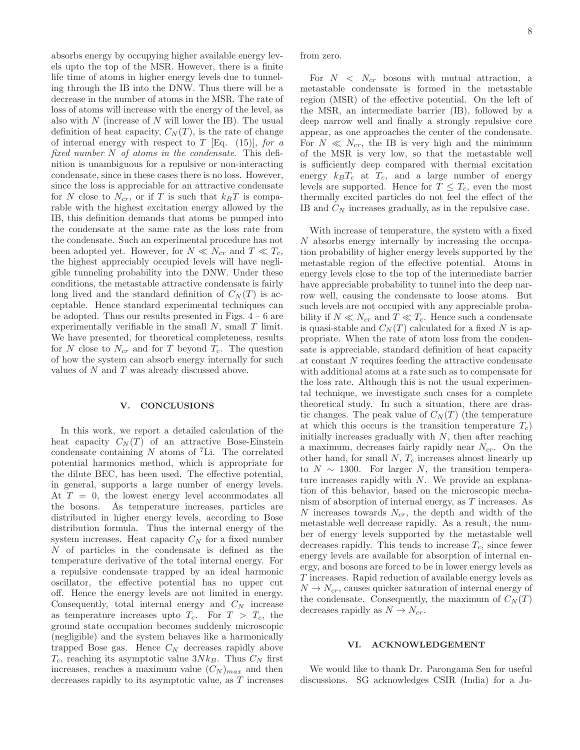absorbs energy by occupying higher available energy levels upto the top of the MSR. However, there is a finite life time of atoms in higher energy levels due to tunneling through the IB into the DNW. Thus there will be a decrease in the number of atoms in the MSR. The rate of loss of atoms will increase with the energy of the level, as also with $N$ (increase of $N$ will lower the IB). The usual definition of heat capacity, $C_N(T)$, is the rate of change of internal energy with respect to $T$ [Eq. (15)], *for a fixed number $N$ of atoms in the condensate*. This definition is unambiguous for a repulsive or non-interacting condensate, since in these cases there is no loss. However, since the loss is appreciable for an attractive condensate for $N$ close to $N_{cr}$, or if $T$ is such that $k_BT$ is comparable with the highest excitation energy allowed by the IB, this definition demands that atoms be pumped into the condensate at the same rate as the loss rate from the condensate. Such an experimental procedure has not been adopted yet. However, for $N \ll N_{cr}$ and $T \ll T_c$, the highest appreciably occupied levels will have negligible tunneling probability into the DNW. Under these conditions, the metastable attractive condensate is fairly long lived and the standard definition of $C_N(T)$ is acceptable. Hence standard experimental techniques can be adopted. Thus our results presented in Figs. 4 – 6 are experimentally verifiable in the small $N$, small $T$ limit. We have presented, for theoretical completeness, results for $N$ close to $N_{cr}$ and for $T$ beyond $T_c$. The question of how the system can absorb energy internally for such values of $N$ and $T$ was already discussed above.

## V. CONCLUSIONS

In this work, we report a detailed calculation of the heat capacity $C_N(T)$ of an attractive Bose-Einstein condensate containing $N$ atoms of $^7$Li. The correlated potential harmonics method, which is appropriate for the dilute BEC, has been used. The effective potential, in general, supports a large number of energy levels. At $T = 0$, the lowest energy level accommodates all the bosons. As temperature increases, particles are distributed in higher energy levels, according to Bose distribution formula. Thus the internal energy of the system increases. Heat capacity $C_N$ for a fixed number $N$ of particles in the condensate is defined as the temperature derivative of the total internal energy. For a repulsive condensate trapped by an ideal harmonic oscillator, the effective potential has no upper cut off. Hence the energy levels are not limited in energy. Consequently, total internal energy and $C_N$ increase as temperature increases upto $T_c$. For $T > T_c$, the ground state occupation becomes suddenly microscopic (negligible) and the system behaves like a harmonically trapped Bose gas. Hence $C_N$ decreases rapidly above $T_c$, reaching its asymptotic value $3Nk_B$. Thus $C_N$ first increases, reaches a maximum value $(C_N)_{max}$ and then decreases rapidly to its asymptotic value, as $T$ increases from zero.

For $N < N_{cr}$ bosons with mutual attraction, a metastable condensate is formed in the metastable region (MSR) of the effective potential. On the left of the MSR, an intermediate barrier (IB), followed by a deep narrow well and finally a strongly repulsive core appear, as one approaches the center of the condensate. For $N \ll N_{cr}$, the IB is very high and the minimum of the MSR is very low, so that the metastable well is sufficiently deep compared with thermal excitation energy $k_BT_c$ at $T_c$, and a large number of energy levels are supported. Hence for $T \leq T_c$, even the most thermally excited particles do not feel the effect of the IB and $C_N$ increases gradually, as in the repulsive case.

With increase of temperature, the system with a fixed $N$ absorbs energy internally by increasing the occupation probability of higher energy levels supported by the metastable region of the effective potential. Atoms in energy levels close to the top of the intermediate barrier have appreciable probability to tunnel into the deep narrow well, causing the condensate to loose atoms. But such levels are not occupied with any appreciable probability if $N \ll N_{cr}$ and $T \ll T_c$. Hence such a condensate is quasi-stable and $C_N(T)$ calculated for a fixed $N$ is appropriate. When the rate of atom loss from the condensate is appreciable, standard definition of heat capacity at constant $N$ requires feeding the attractive condensate with additional atoms at a rate such as to compensate for the loss rate. Although this is not the usual experimental technique, we investigate such cases for a complete theoretical study. In such a situation, there are drastic changes. The peak value of $C_N(T)$ (the temperature at which this occurs is the transition temperature $T_c$) initially increases gradually with $N$, then after reaching a maximum, decreases fairly rapidly near $N_{cr}$. On the other hand, for small $N$, $T_c$ increases almost linearly up to $N \sim 1300$. For larger $N$, the transition temperature increases rapidly with $N$. We provide an explanation of this behavior, based on the microscopic mechanism of absorption of internal energy, as $T$ increases. As $N$ increases towards $N_{cr}$, the depth and width of the metastable well decrease rapidly. As a result, the number of energy levels supported by the metastable well decreases rapidly. This tends to increase $T_c$, since fewer energy levels are available for absorption of internal energy, and bosons are forced to be in lower energy levels as $T$ increases. Rapid reduction of available energy levels as $N \to N_{cr}$, causes quicker saturation of internal energy of the condensate. Consequently, the maximum of $C_N(T)$ decreases rapidly as $N \to N_{cr}$.

## VI. ACKNOWLEDGEMENT

We would like to thank Dr. Parongama Sen for useful discussions. SG acknowledges CSIR (India) for a Ju-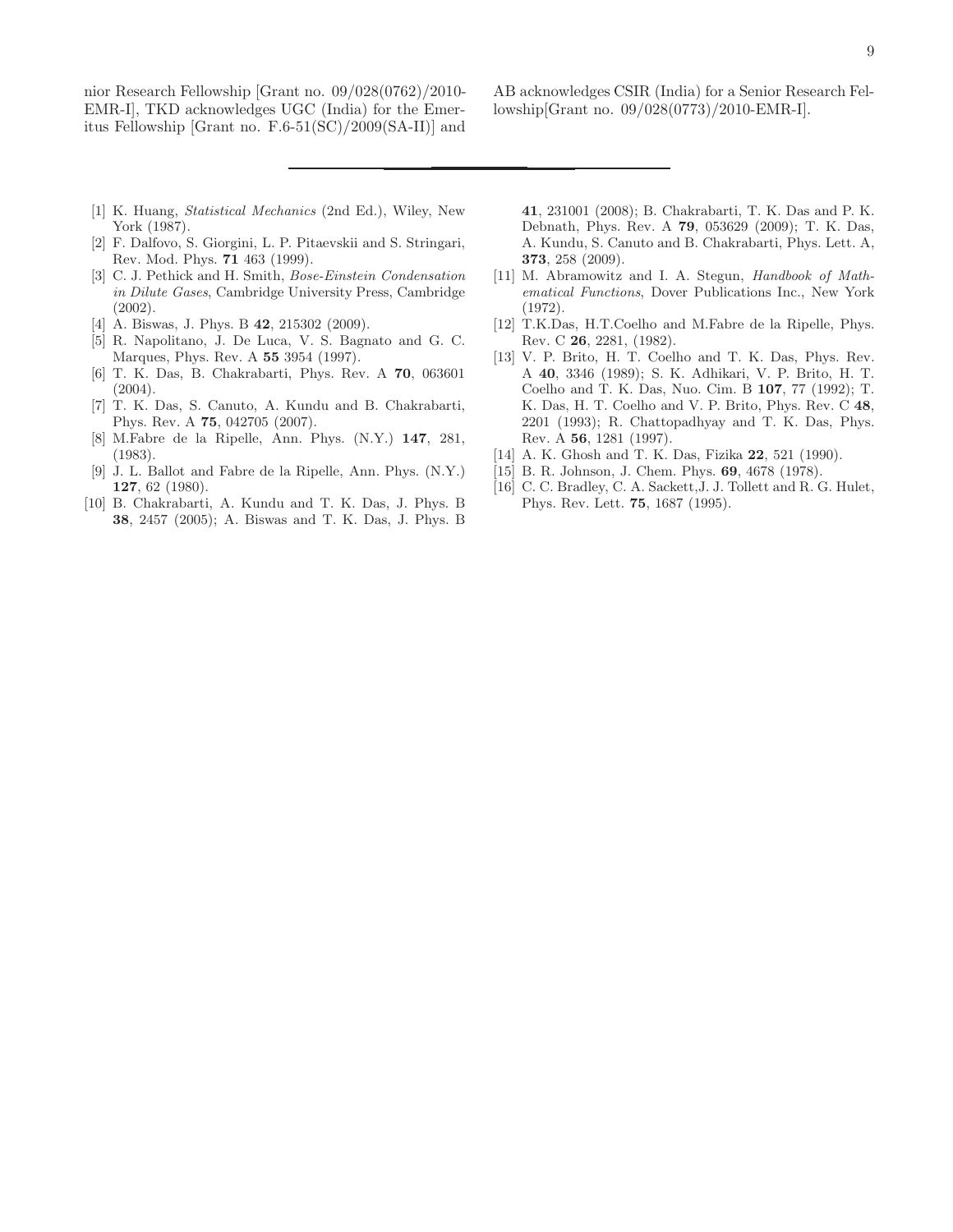nior Research Fellowship [Grant no. 09/028(0762)/2010-EMR-I], TKD acknowledges UGC (India) for the Emeritus Fellowship [Grant no. F.6-51(SC)/2009(SA-II)] and AB acknowledges CSIR (India) for a Senior Research Fellowship[Grant no. 09/028(0773)/2010-EMR-I].

---

[1] K. Huang, *Statistical Mechanics* (2nd Ed.), Wiley, New York (1987).

[2] F. Dalfovo, S. Giorgini, L. P. Pitaevskii and S. Stringari, Rev. Mod. Phys. **71** 463 (1999).

[3] C. J. Pethick and H. Smith, *Bose-Einstein Condensation in Dilute Gases*, Cambridge University Press, Cambridge (2002).

[4] A. Biswas, J. Phys. B **42**, 215302 (2009).

[5] R. Napolitano, J. De Luca, V. S. Bagnato and G. C. Marques, Phys. Rev. A **55** 3954 (1997).

[6] T. K. Das, B. Chakrabarti, Phys. Rev. A **70**, 063601 (2004).

[7] T. K. Das, S. Canuto, A. Kundu and B. Chakrabarti, Phys. Rev. A **75**, 042705 (2007).

[8] M.Fabre de la Ripelle, Ann. Phys. (N.Y.) **147**, 281, (1983).

[9] J. L. Ballot and Fabre de la Ripelle, Ann. Phys. (N.Y.) **127**, 62 (1980).

[10] B. Chakrabarti, A. Kundu and T. K. Das, J. Phys. B **38**, 2457 (2005); A. Biswas and T. K. Das, J. Phys. B **41**, 231001 (2008); B. Chakrabarti, T. K. Das and P. K. Debnath, Phys. Rev. A **79**, 053629 (2009); T. K. Das, A. Kundu, S. Canuto and B. Chakrabarti, Phys. Lett. A, **373**, 258 (2009).

[11] M. Abramowitz and I. A. Stegun, *Handbook of Mathematical Functions*, Dover Publications Inc., New York (1972).

[12] T.K.Das, H.T.Coelho and M.Fabre de la Ripelle, Phys. Rev. C **26**, 2281, (1982).

[13] V. P. Brito, H. T. Coelho and T. K. Das, Phys. Rev. A **40**, 3346 (1989); S. K. Adhikari, V. P. Brito, H. T. Coelho and T. K. Das, Nuo. Cim. B **107**, 77 (1992); T. K. Das, H. T. Coelho and V. P. Brito, Phys. Rev. C **48**, 2201 (1993); R. Chattopadhyay and T. K. Das, Phys. Rev. A **56**, 1281 (1997).

[14] A. K. Ghosh and T. K. Das, Fizika **22**, 521 (1990).

[15] B. R. Johnson, J. Chem. Phys. **69**, 4678 (1978).

[16] C. C. Bradley, C. A. Sackett,J. J. Tollett and R. G. Hulet, Phys. Rev. Lett. **75**, 1687 (1995).